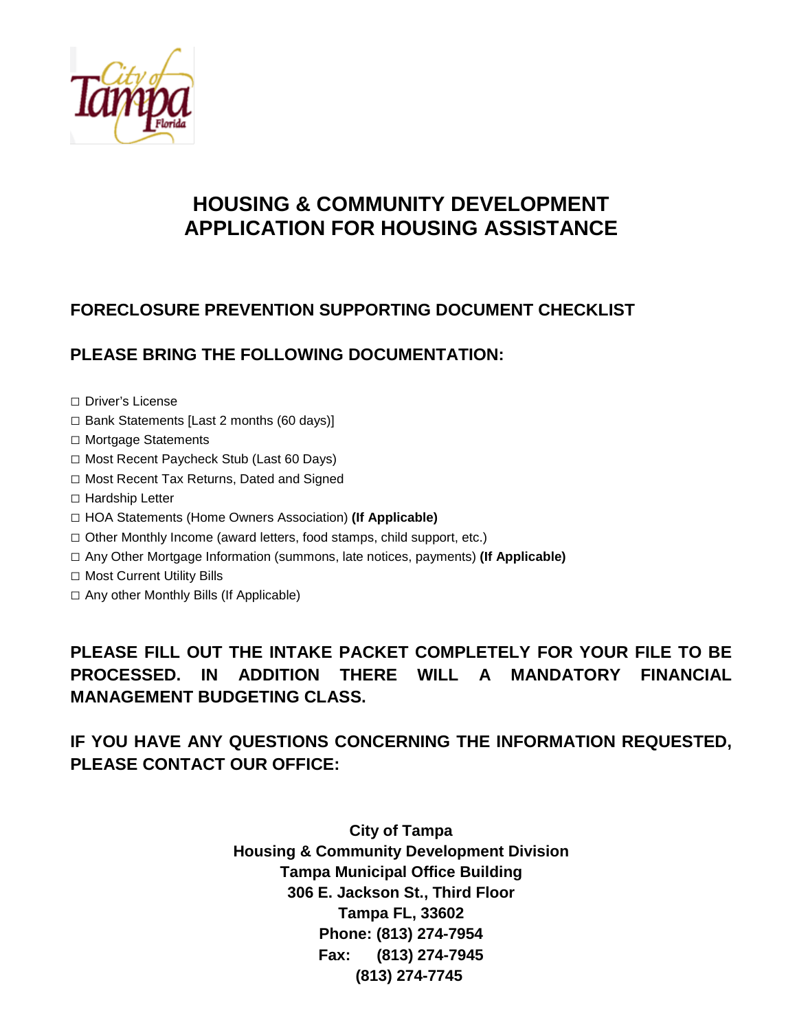# HOUSING & COMMUNITY DEVELOPMENT APPLICATION FOR HOUSING ASSISTANCE

## FORECLOSURE PREVENTION SUPPORTING DOCUMENT CHECKLIST

## PLEASE BRING THE FOLLOWING DOCUMENTATION:

- ☐ Driver's License
- ☐ Bank Statements [Last 2 months (60 days)]
- ☐ Mortgage Statements
- ☐ Most Recent Paycheck Stub (Last 60 Days)
- ☐ Most Recent Tax Returns, Dated and Signed
- ☐ Hardship Letter
- ☐ HOA Statements (Home Owners Association) **(If Applicable)**
- ☐ Other Monthly Income (award letters, food stamps, child support, etc.)
- ☐ Any Other Mortgage Information (summons, late notices, payments) **(If Applicable)**
- ☐ Most Current Utility Bills
- ☐ Any other Monthly Bills (If Applicable)

**PLEASE FILL OUT THE INTAKE PACKET COMPLETELY FOR YOUR FILE TO BE PROCESSED. IN ADDITION THERE WILL A MANDATORY FINANCIAL MANAGEMENT BUDGETING CLASS.**

**IF YOU HAVE ANY QUESTIONS CONCERNING THE INFORMATION REQUESTED, PLEASE CONTACT OUR OFFICE:**

**City of Tampa**
**Housing & Community Development Division**
**Tampa Municipal Office Building**
**306 E. Jackson St., Third Floor**
**Tampa FL, 33602**
**Phone: (813) 274-7954**
**Fax: (813) 274-7945**
**(813) 274-7745**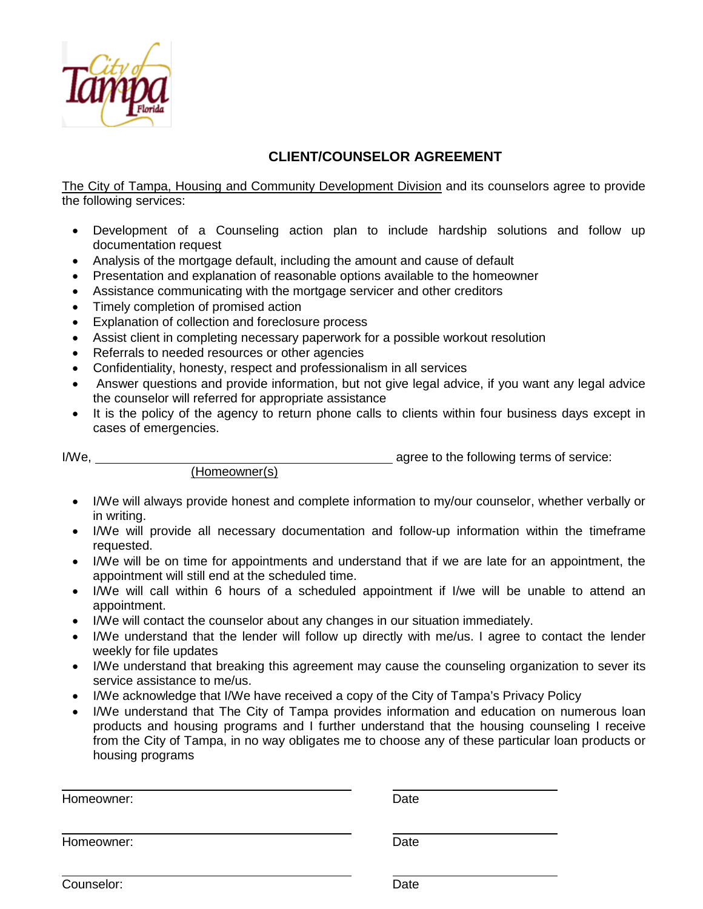## CLIENT/COUNSELOR AGREEMENT

The City of Tampa, Housing and Community Development Division and its counselors agree to provide the following services:

- Development of a Counseling action plan to include hardship solutions and follow up documentation request
- Analysis of the mortgage default, including the amount and cause of default
- Presentation and explanation of reasonable options available to the homeowner
- Assistance communicating with the mortgage servicer and other creditors
- Timely completion of promised action
- Explanation of collection and foreclosure process
- Assist client in completing necessary paperwork for a possible workout resolution
- Referrals to needed resources or other agencies
- Confidentiality, honesty, respect and professionalism in all services
- Answer questions and provide information, but not give legal advice, if you want any legal advice the counselor will referred for appropriate assistance
- It is the policy of the agency to return phone calls to clients within four business days except in cases of emergencies.

I/We, ______________________________ agree to the following terms of service:
(Homeowner(s))

- I/We will always provide honest and complete information to my/our counselor, whether verbally or in writing.
- I/We will provide all necessary documentation and follow-up information within the timeframe requested.
- I/We will be on time for appointments and understand that if we are late for an appointment, the appointment will still end at the scheduled time.
- I/We will call within 6 hours of a scheduled appointment if I/we will be unable to attend an appointment.
- I/We will contact the counselor about any changes in our situation immediately.
- I/We understand that the lender will follow up directly with me/us. I agree to contact the lender weekly for file updates
- I/We understand that breaking this agreement may cause the counseling organization to sever its service assistance to me/us.
- I/We acknowledge that I/We have received a copy of the City of Tampa's Privacy Policy
- I/We understand that The City of Tampa provides information and education on numerous loan products and housing programs and I further understand that the housing counseling I receive from the City of Tampa, in no way obligates me to choose any of these particular loan products or housing programs

______________________________ ______________________
Homeowner: Date

______________________________ ______________________
Homeowner: Date

______________________________ ______________________
Counselor: Date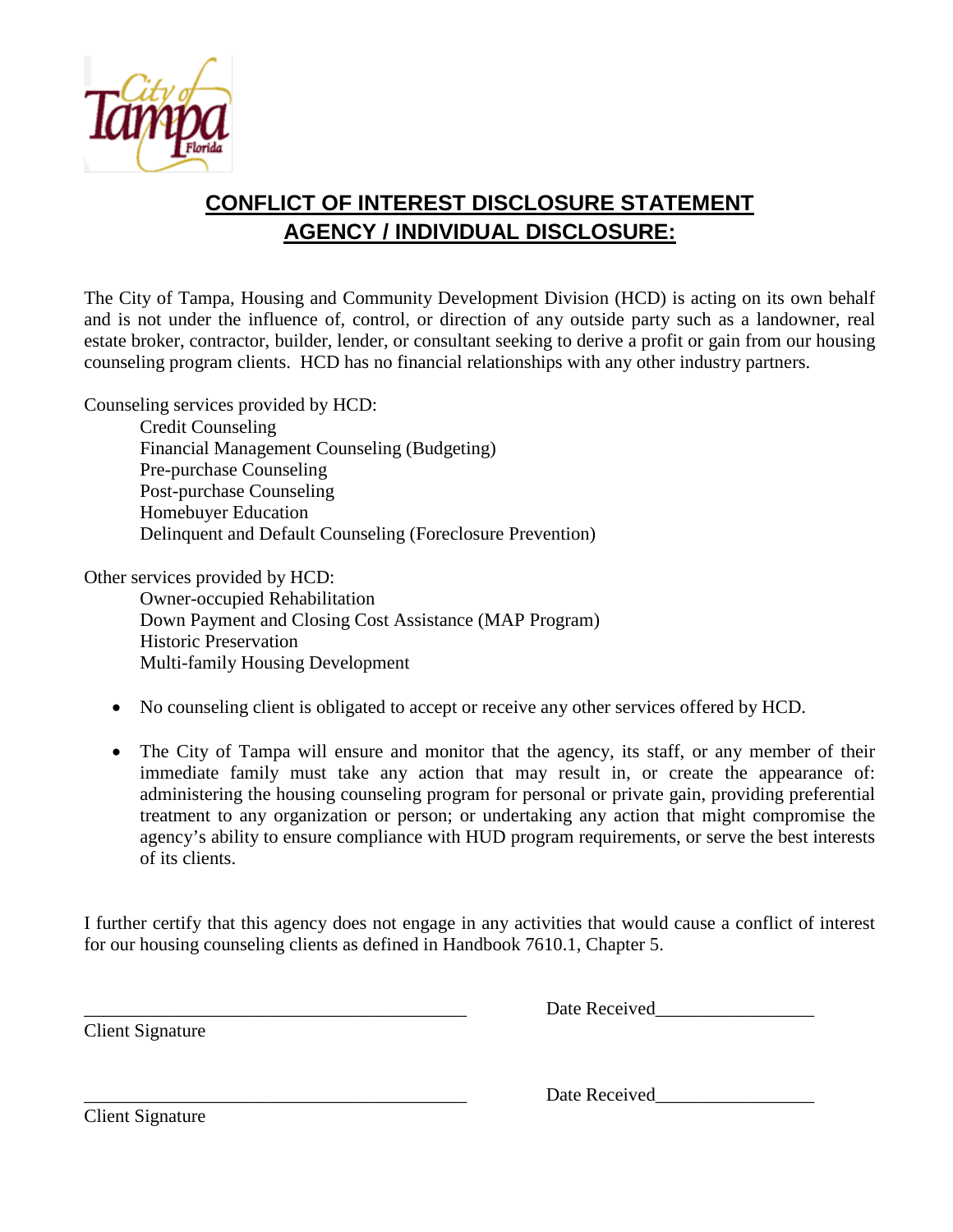# CONFLICT OF INTEREST DISCLOSURE STATEMENT
# AGENCY / INDIVIDUAL DISCLOSURE:

The City of Tampa, Housing and Community Development Division (HCD) is acting on its own behalf and is not under the influence of, control, or direction of any outside party such as a landowner, real estate broker, contractor, builder, lender, or consultant seeking to derive a profit or gain from our housing counseling program clients. HCD has no financial relationships with any other industry partners.

Counseling services provided by HCD:

- Credit Counseling
- Financial Management Counseling (Budgeting)
- Pre-purchase Counseling
- Post-purchase Counseling
- Homebuyer Education
- Delinquent and Default Counseling (Foreclosure Prevention)

Other services provided by HCD:

- Owner-occupied Rehabilitation
- Down Payment and Closing Cost Assistance (MAP Program)
- Historic Preservation
- Multi-family Housing Development

- No counseling client is obligated to accept or receive any other services offered by HCD.
- The City of Tampa will ensure and monitor that the agency, its staff, or any member of their immediate family must take any action that may result in, or create the appearance of: administering the housing counseling program for personal or private gain, providing preferential treatment to any organization or person; or undertaking any action that might compromise the agency's ability to ensure compliance with HUD program requirements, or serve the best interests of its clients.

I further certify that this agency does not engage in any activities that would cause a conflict of interest for our housing counseling clients as defined in Handbook 7610.1, Chapter 5.

________________________________________ Date Received________________

Client Signature

________________________________________ Date Received________________

Client Signature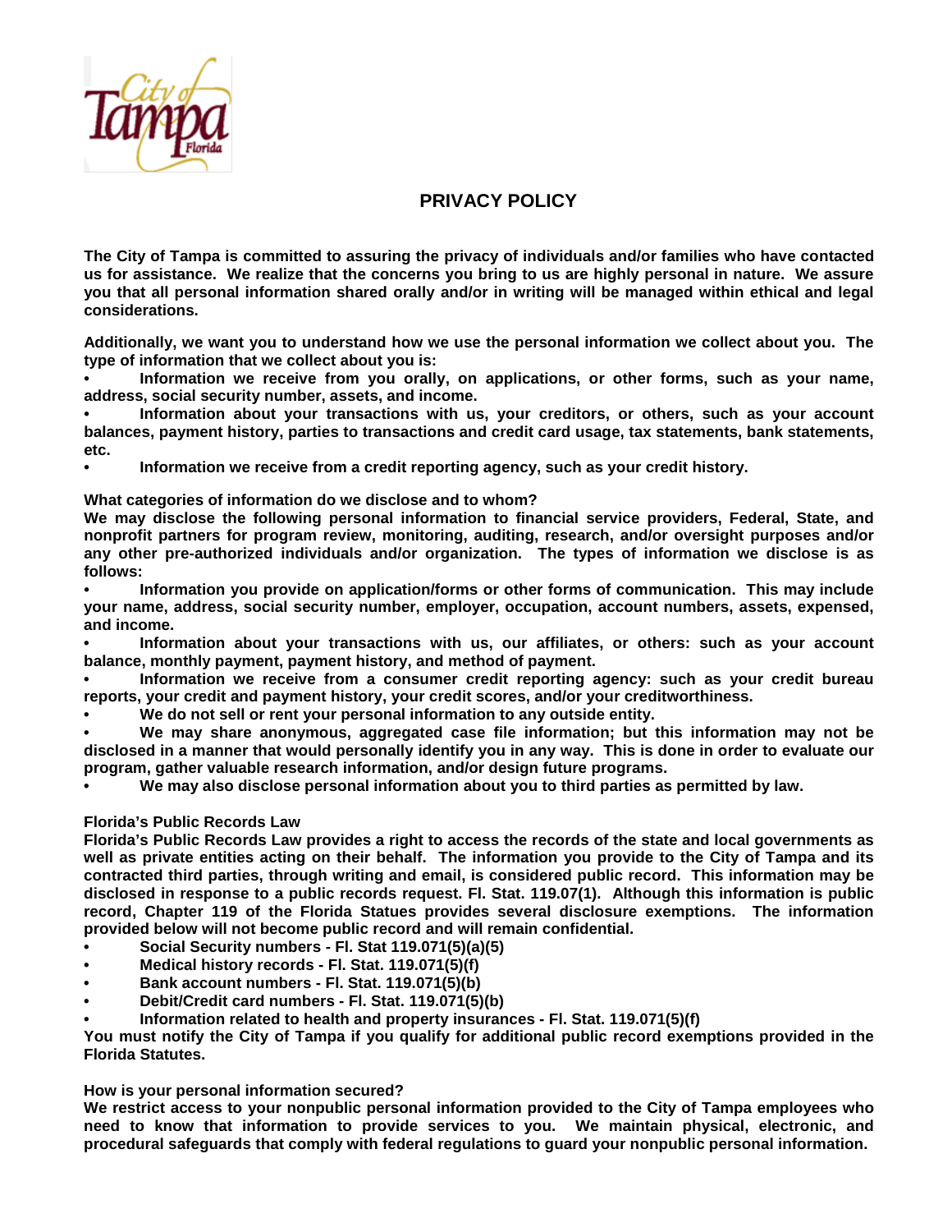# PRIVACY POLICY

**The City of Tampa is committed to assuring the privacy of individuals and/or families who have contacted us for assistance. We realize that the concerns you bring to us are highly personal in nature. We assure you that all personal information shared orally and/or in writing will be managed within ethical and legal considerations.**

**Additionally, we want you to understand how we use the personal information we collect about you. The type of information that we collect about you is:**

- **Information we receive from you orally, on applications, or other forms, such as your name, address, social security number, assets, and income.**
- **Information about your transactions with us, your creditors, or others, such as your account balances, payment history, parties to transactions and credit card usage, tax statements, bank statements, etc.**
- **Information we receive from a credit reporting agency, such as your credit history.**

**What categories of information do we disclose and to whom?**

**We may disclose the following personal information to financial service providers, Federal, State, and nonprofit partners for program review, monitoring, auditing, research, and/or oversight purposes and/or any other pre-authorized individuals and/or organization. The types of information we disclose is as follows:**

- **Information you provide on application/forms or other forms of communication. This may include your name, address, social security number, employer, occupation, account numbers, assets, expensed, and income.**
- **Information about your transactions with us, our affiliates, or others: such as your account balance, monthly payment, payment history, and method of payment.**
- **Information we receive from a consumer credit reporting agency: such as your credit bureau reports, your credit and payment history, your credit scores, and/or your creditworthiness.**
- **We do not sell or rent your personal information to any outside entity.**
- **We may share anonymous, aggregated case file information; but this information may not be disclosed in a manner that would personally identify you in any way. This is done in order to evaluate our program, gather valuable research information, and/or design future programs.**
- **We may also disclose personal information about you to third parties as permitted by law.**

**Florida's Public Records Law**

**Florida's Public Records Law provides a right to access the records of the state and local governments as well as private entities acting on their behalf. The information you provide to the City of Tampa and its contracted third parties, through writing and email, is considered public record. This information may be disclosed in response to a public records request. Fl. Stat. 119.07(1). Although this information is public record, Chapter 119 of the Florida Statues provides several disclosure exemptions. The information provided below will not become public record and will remain confidential.**

- **Social Security numbers - Fl. Stat 119.071(5)(a)(5)**
- **Medical history records - Fl. Stat. 119.071(5)(f)**
- **Bank account numbers - Fl. Stat. 119.071(5)(b)**
- **Debit/Credit card numbers - Fl. Stat. 119.071(5)(b)**
- **Information related to health and property insurances - Fl. Stat. 119.071(5)(f)**

**You must notify the City of Tampa if you qualify for additional public record exemptions provided in the Florida Statutes.**

**How is your personal information secured?**

**We restrict access to your nonpublic personal information provided to the City of Tampa employees who need to know that information to provide services to you. We maintain physical, electronic, and procedural safeguards that comply with federal regulations to guard your nonpublic personal information.**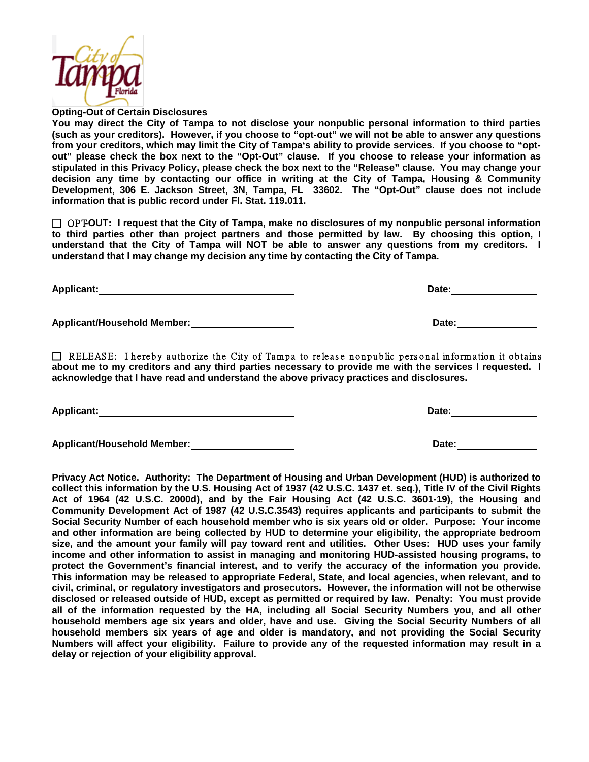**Opting-Out of Certain Disclosures**

**You may direct the City of Tampa to not disclose your nonpublic personal information to third parties (such as your creditors). However, if you choose to "opt-out" we will not be able to answer any questions from your creditors, which may limit the City of Tampa's ability to provide services. If you choose to "opt-out" please check the box next to the "Opt-Out" clause. If you choose to release your information as stipulated in this Privacy Policy, please check the box next to the "Release" clause. You may change your decision any time by contacting our office in writing at the City of Tampa, Housing & Community Development, 306 E. Jackson Street, 3N, Tampa, FL 33602. The "Opt-Out" clause does not include information that is public record under Fl. Stat. 119.011.**

☐ OPT-**OUT: I request that the City of Tampa, make no disclosures of my nonpublic personal information to third parties other than project partners and those permitted by law. By choosing this option, I understand that the City of Tampa will NOT be able to answer any questions from my creditors. I understand that I may change my decision any time by contacting the City of Tampa.**

**Applicant:**\_\_\_\_\_\_\_\_\_\_\_\_\_\_\_\_\_\_\_\_\_\_\_\_\_\_\_\_\_\_ **Date:**\_\_\_\_\_\_\_\_\_\_\_\_\_\_

**Applicant/Household Member:**\_\_\_\_\_\_\_\_\_\_\_\_\_\_\_\_\_\_ **Date:**\_\_\_\_\_\_\_\_\_\_\_\_\_\_

☐ RELEASE: I hereby authorize the City of Tampa to release nonpublic personal information it obtains **about me to my creditors and any third parties necessary to provide me with the services I requested. I acknowledge that I have read and understand the above privacy practices and disclosures.**

**Applicant:**\_\_\_\_\_\_\_\_\_\_\_\_\_\_\_\_\_\_\_\_\_\_\_\_\_\_\_\_\_\_ **Date:**\_\_\_\_\_\_\_\_\_\_\_\_\_\_

**Applicant/Household Member:**\_\_\_\_\_\_\_\_\_\_\_\_\_\_\_\_\_\_ **Date:**\_\_\_\_\_\_\_\_\_\_\_\_\_\_

**Privacy Act Notice. Authority: The Department of Housing and Urban Development (HUD) is authorized to collect this information by the U.S. Housing Act of 1937 (42 U.S.C. 1437 et. seq.), Title IV of the Civil Rights Act of 1964 (42 U.S.C. 2000d), and by the Fair Housing Act (42 U.S.C. 3601-19), the Housing and Community Development Act of 1987 (42 U.S.C.3543) requires applicants and participants to submit the Social Security Number of each household member who is six years old or older. Purpose: Your income and other information are being collected by HUD to determine your eligibility, the appropriate bedroom size, and the amount your family will pay toward rent and utilities. Other Uses: HUD uses your family income and other information to assist in managing and monitoring HUD-assisted housing programs, to protect the Government's financial interest, and to verify the accuracy of the information you provide. This information may be released to appropriate Federal, State, and local agencies, when relevant, and to civil, criminal, or regulatory investigators and prosecutors. However, the information will not be otherwise disclosed or released outside of HUD, except as permitted or required by law. Penalty: You must provide all of the information requested by the HA, including all Social Security Numbers you, and all other household members age six years and older, have and use. Giving the Social Security Numbers of all household members six years of age and older is mandatory, and not providing the Social Security Numbers will affect your eligibility. Failure to provide any of the requested information may result in a delay or rejection of your eligibility approval.**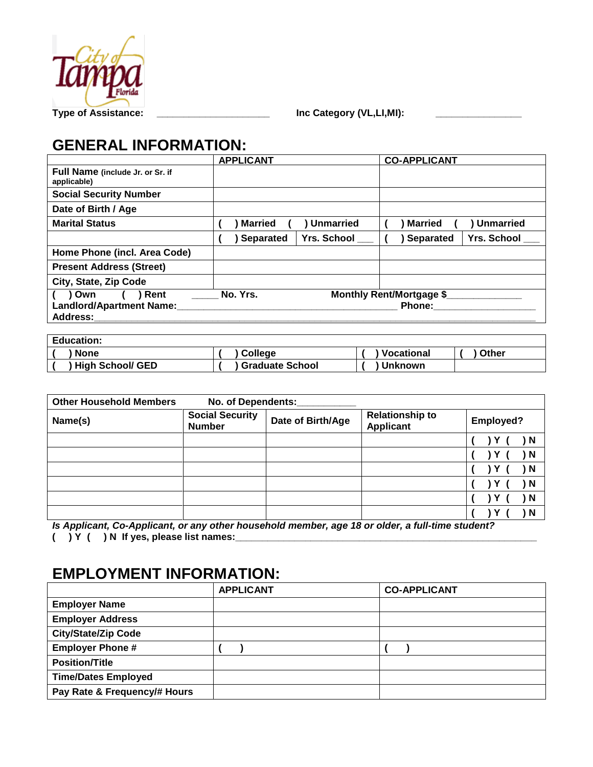Type of Assistance: ____________________ Inc Category (VL,LI,MI): ______________

# GENERAL INFORMATION:

| | APPLICANT | | CO-APPLICANT | |
|---|---|---|---|---|
| **Full Name** (include Jr. or Sr. if applicable) | | | | |
| **Social Security Number** | | | | |
| **Date of Birth / Age** | | | | |
| **Marital Status** | ( ) Married ( ) Unmarried | | ( ) Married ( ) Unmarried | |
| | ( ) Separated | Yrs. School ___ | ( ) Separated | Yrs. School ___ |
| **Home Phone (incl. Area Code)** | | | | |
| **Present Address (Street)** | | | | |
| **City, State, Zip Code** | | | | |

**( ) Own ( ) Rent _____ No. Yrs. Monthly Rent/Mortgage $_____________**
**Landlord/Apartment Name:_______________________________________ Phone:__________________**
**Address:_________________________________________________________________________________**

| **Education:** | | | |
|---|---|---|---|
| ( ) None | ( ) College | ( ) Vocational | ( ) Other |
| ( ) High School/ GED | ( ) Graduate School | ( ) Unknown | |

| **Other Household Members** | **No. of Dependents:___________** | | | |
|---|---|---|---|---|
| **Name(s)** | **Social Security Number** | **Date of Birth/Age** | **Relationship to Applicant** | **Employed?** |
| | | | | ( ) Y ( ) N |
| | | | | ( ) Y ( ) N |
| | | | | ( ) Y ( ) N |
| | | | | ( ) Y ( ) N |
| | | | | ( ) Y ( ) N |
| | | | | ( ) Y ( ) N |

***Is Applicant, Co-Applicant, or any other household member, age 18 or older, a full-time student?***
**( ) Y ( ) N If yes, please list names:_______________________________________________________**

# EMPLOYMENT INFORMATION:

| | APPLICANT | CO-APPLICANT |
|---|---|---|
| **Employer Name** | | |
| **Employer Address** | | |
| **City/State/Zip Code** | | |
| **Employer Phone #** | ( ) | ( ) |
| **Position/Title** | | |
| **Time/Dates Employed** | | |
| **Pay Rate & Frequency/# Hours** | | |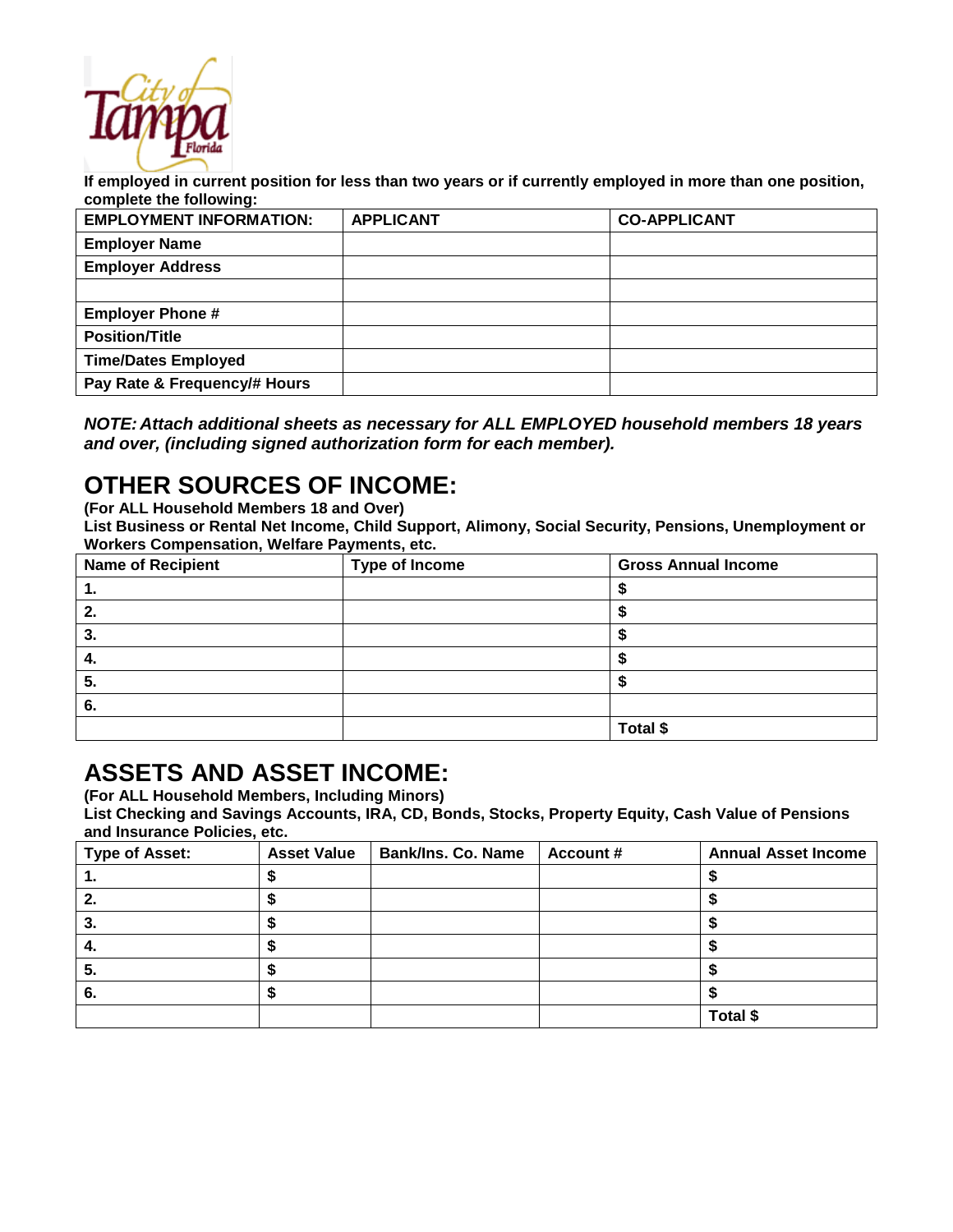**If employed in current position for less than two years or if currently employed in more than one position, complete the following:**

| EMPLOYMENT INFORMATION: | APPLICANT | CO-APPLICANT |
|---|---|---|
| Employer Name | | |
| Employer Address | | |
| | | |
| Employer Phone # | | |
| Position/Title | | |
| Time/Dates Employed | | |
| Pay Rate & Frequency/# Hours | | |

***NOTE: Attach additional sheets as necessary for ALL EMPLOYED household members 18 years and over, (including signed authorization form for each member).***

## OTHER SOURCES OF INCOME:

**(For ALL Household Members 18 and Over)**
**List Business or Rental Net Income, Child Support, Alimony, Social Security, Pensions, Unemployment or Workers Compensation, Welfare Payments, etc.**

| Name of Recipient | Type of Income | Gross Annual Income |
|---|---|---|
| 1. | | $ |
| 2. | | $ |
| 3. | | $ |
| 4. | | $ |
| 5. | | $ |
| 6. | | |
| | | Total $ |

## ASSETS AND ASSET INCOME:

**(For ALL Household Members, Including Minors)**
**List Checking and Savings Accounts, IRA, CD, Bonds, Stocks, Property Equity, Cash Value of Pensions and Insurance Policies, etc.**

| Type of Asset: | Asset Value | Bank/Ins. Co. Name | Account # | Annual Asset Income |
|---|---|---|---|---|
| 1. | $ | | | $ |
| 2. | $ | | | $ |
| 3. | $ | | | $ |
| 4. | $ | | | $ |
| 5. | $ | | | $ |
| 6. | $ | | | $ |
| | | | | Total $ |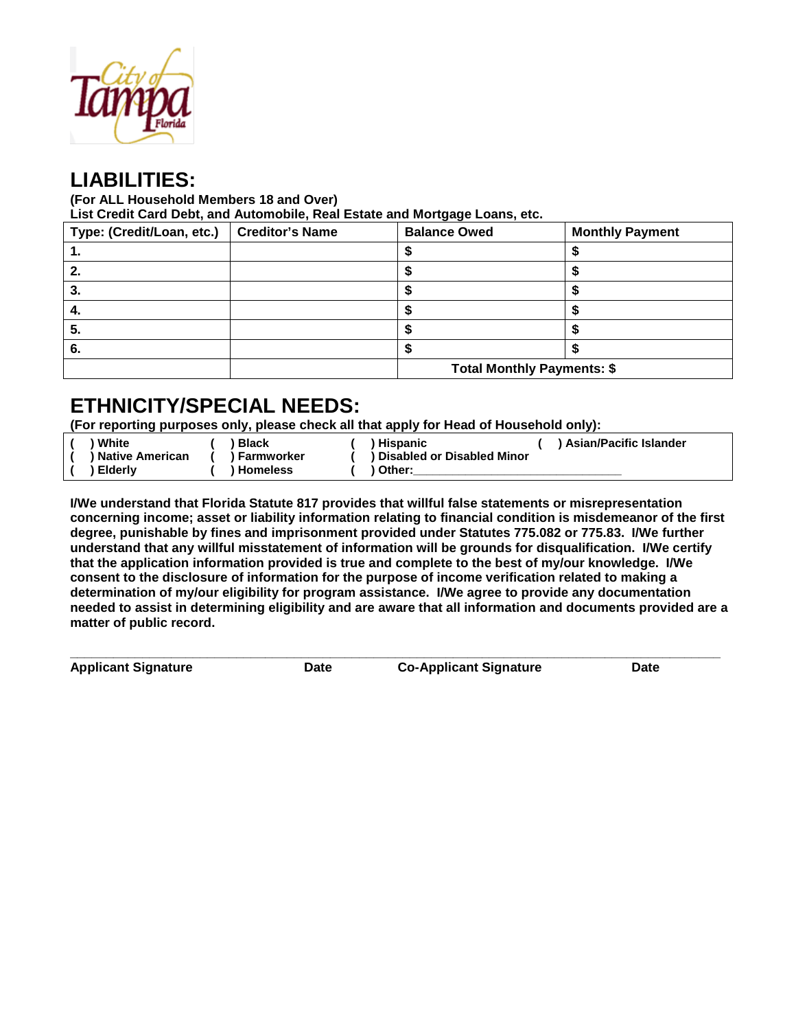## LIABILITIES:

**(For ALL Household Members 18 and Over)**
**List Credit Card Debt, and Automobile, Real Estate and Mortgage Loans, etc.**

| Type: (Credit/Loan, etc.) | Creditor's Name | Balance Owed | Monthly Payment |
|---|---|---|---|
| 1. | | $ | $ |
| 2. | | $ | $ |
| 3. | | $ | $ |
| 4. | | $ | $ |
| 5. | | $ | $ |
| 6. | | $ | $ |
| | | **Total Monthly Payments: $** | |

## ETHNICITY/SPECIAL NEEDS:

**(For reporting purposes only, please check all that apply for Head of Household only):**

| | | | |
|---|---|---|---|
| ( ) White | ( ) Black | ( ) Hispanic | ( ) Asian/Pacific Islander |
| ( ) Native American | ( ) Farmworker | ( ) Disabled or Disabled Minor | |
| ( ) Elderly | ( ) Homeless | ( ) Other:______________________________ | |

**I/We understand that Florida Statute 817 provides that willful false statements or misrepresentation concerning income; asset or liability information relating to financial condition is misdemeanor of the first degree, punishable by fines and imprisonment provided under Statutes 775.082 or 775.83. I/We further understand that any willful misstatement of information will be grounds for disqualification. I/We certify that the application information provided is true and complete to the best of my/our knowledge. I/We consent to the disclosure of information for the purpose of income verification related to making a determination of my/our eligibility for program assistance. I/We agree to provide any documentation needed to assist in determining eligibility and are aware that all information and documents provided are a matter of public record.**

_______________________________________________________________________________

**Applicant Signature** **Date** **Co-Applicant Signature** **Date**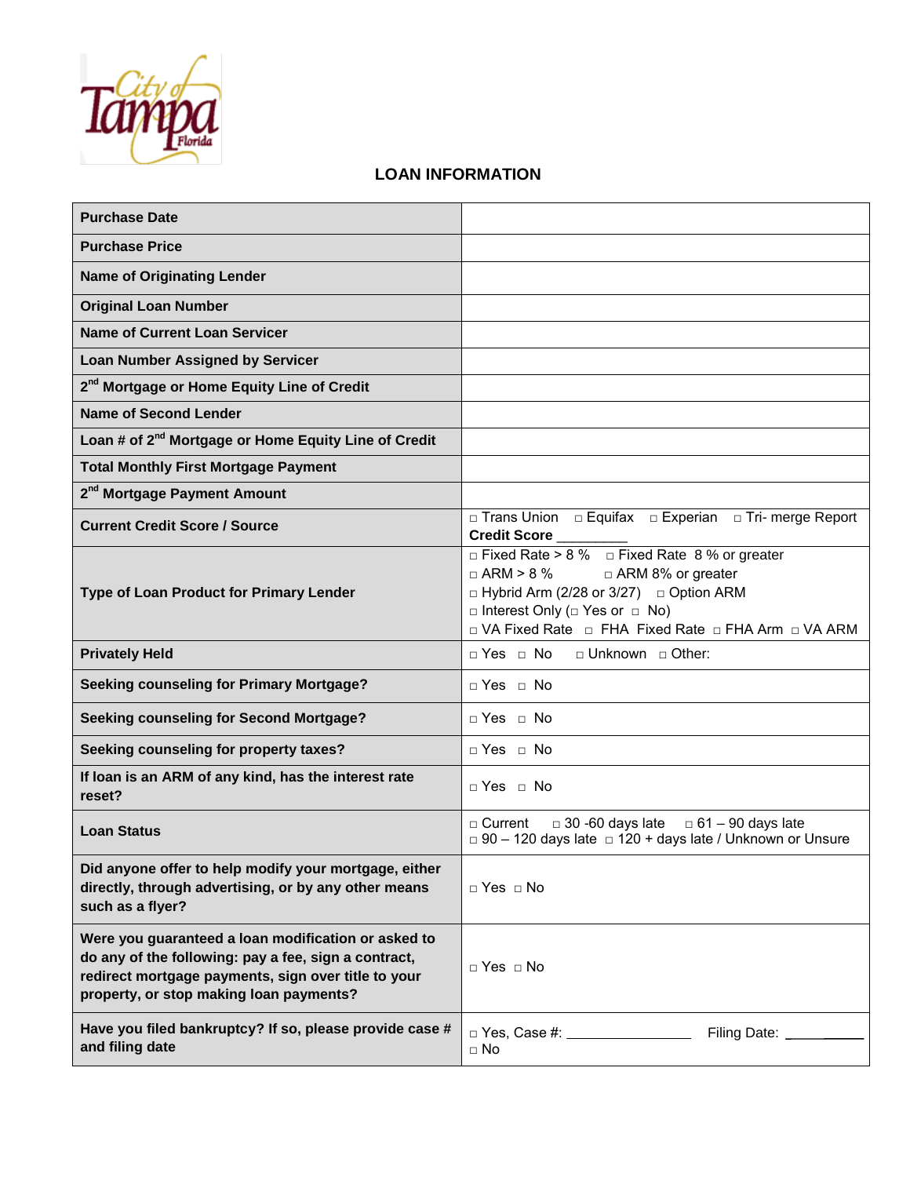## LOAN INFORMATION

| | |
|---|---|
| **Purchase Date** | |
| **Purchase Price** | |
| **Name of Originating Lender** | |
| **Original Loan Number** | |
| **Name of Current Loan Servicer** | |
| **Loan Number Assigned by Servicer** | |
| **2nd Mortgage or Home Equity Line of Credit** | |
| **Name of Second Lender** | |
| **Loan # of 2nd Mortgage or Home Equity Line of Credit** | |
| **Total Monthly First Mortgage Payment** | |
| **2nd Mortgage Payment Amount** | |
| **Current Credit Score / Source** | □ Trans Union □ Equifax □ Experian □ Tri- merge Report **Credit Score** _________ |
| **Type of Loan Product for Primary Lender** | □ Fixed Rate > 8 % □ Fixed Rate 8 % or greater □ ARM > 8 % □ ARM 8% or greater □ Hybrid Arm (2/28 or 3/27) □ Option ARM □ Interest Only (□ Yes or □ No) □ VA Fixed Rate □ FHA Fixed Rate □ FHA Arm □ VA ARM |
| **Privately Held** | □ Yes □ No □ Unknown □ Other: |
| **Seeking counseling for Primary Mortgage?** | □ Yes □ No |
| **Seeking counseling for Second Mortgage?** | □ Yes □ No |
| **Seeking counseling for property taxes?** | □ Yes □ No |
| **If loan is an ARM of any kind, has the interest rate reset?** | □ Yes □ No |
| **Loan Status** | □ Current □ 30 -60 days late □ 61 – 90 days late □ 90 – 120 days late □ 120 + days late / Unknown or Unsure |
| **Did anyone offer to help modify your mortgage, either directly, through advertising, or by any other means such as a flyer?** | □ Yes □ No |
| **Were you guaranteed a loan modification or asked to do any of the following: pay a fee, sign a contract, redirect mortgage payments, sign over title to your property, or stop making loan payments?** | □ Yes □ No |
| **Have you filed bankruptcy? If so, please provide case # and filing date** | □ Yes, Case #: ________________ Filing Date: __________ □ No |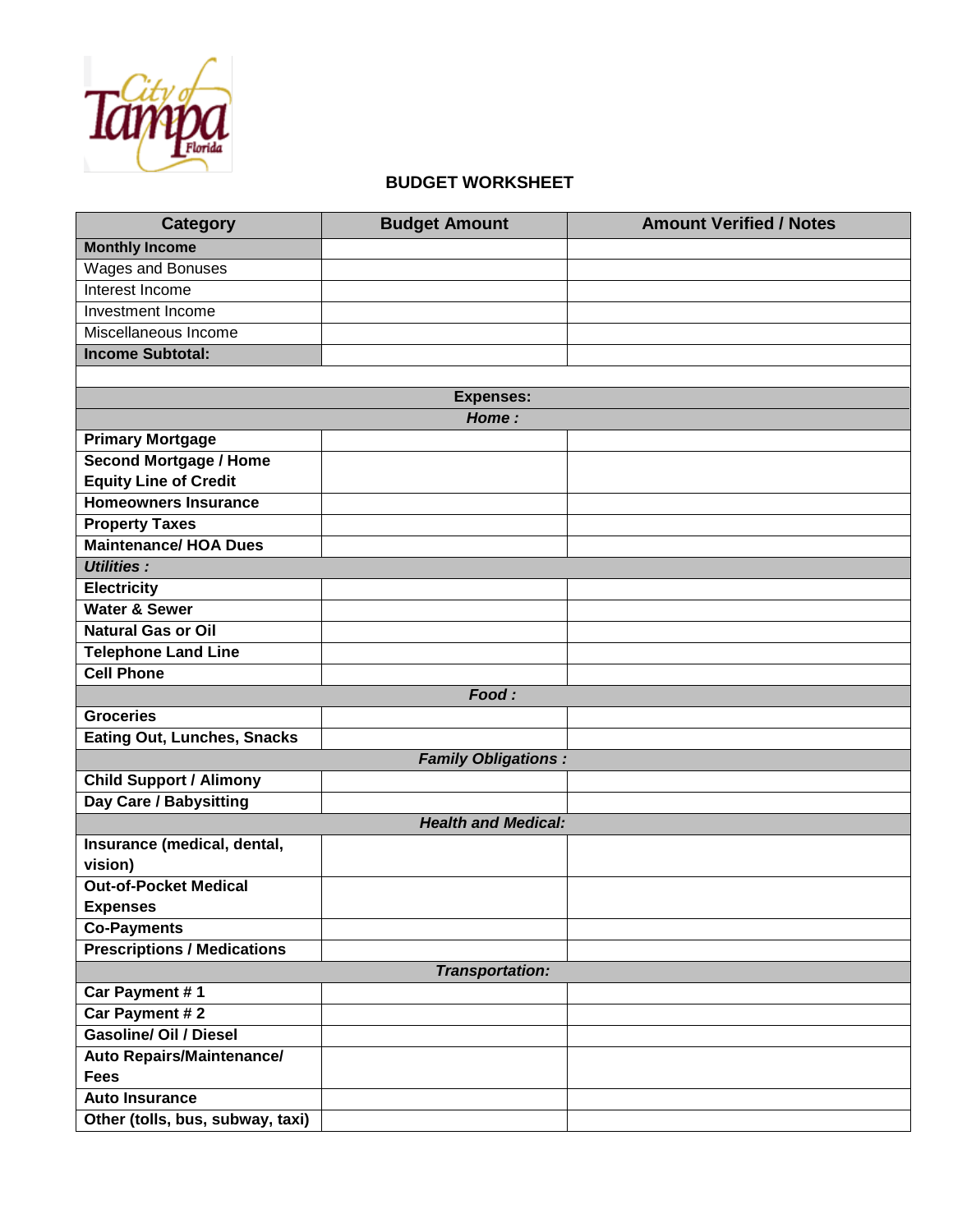City of Tampa Florida

## BUDGET WORKSHEET

| Category | Budget Amount | Amount Verified / Notes |
|---|---|---|
| **Monthly Income** | | |
| Wages and Bonuses | | |
| Interest Income | | |
| Investment Income | | |
| Miscellaneous Income | | |
| **Income Subtotal:** | | |
| | | |
| **Expenses:** | | |
| ***Home :*** | | |
| **Primary Mortgage** | | |
| **Second Mortgage / Home Equity Line of Credit** | | |
| **Homeowners Insurance** | | |
| **Property Taxes** | | |
| **Maintenance/ HOA Dues** | | |
| ***Utilities :*** | | |
| **Electricity** | | |
| **Water & Sewer** | | |
| **Natural Gas or Oil** | | |
| **Telephone Land Line** | | |
| **Cell Phone** | | |
| ***Food :*** | | |
| **Groceries** | | |
| **Eating Out, Lunches, Snacks** | | |
| ***Family Obligations :*** | | |
| **Child Support / Alimony** | | |
| **Day Care / Babysitting** | | |
| ***Health and Medical:*** | | |
| **Insurance (medical, dental, vision)** | | |
| **Out-of-Pocket Medical Expenses** | | |
| **Co-Payments** | | |
| **Prescriptions / Medications** | | |
| ***Transportation:*** | | |
| **Car Payment # 1** | | |
| **Car Payment # 2** | | |
| **Gasoline/ Oil / Diesel** | | |
| **Auto Repairs/Maintenance/ Fees** | | |
| **Auto Insurance** | | |
| **Other (tolls, bus, subway, taxi)** | | |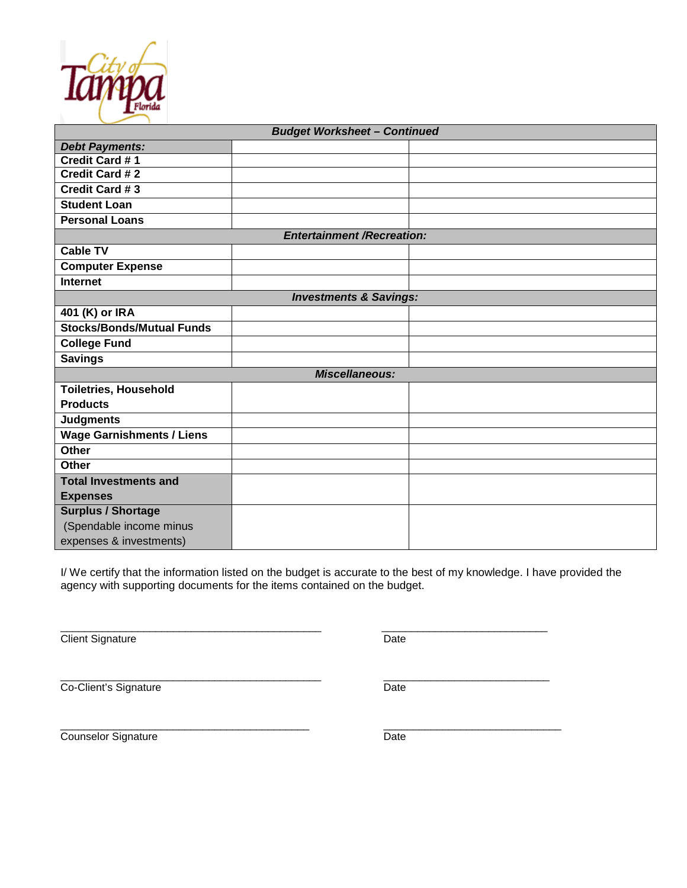| ***Budget Worksheet – Continued*** | | |
|---|---|---|
| ***Debt Payments:*** | | |
| **Credit Card # 1** | | |
| **Credit Card # 2** | | |
| **Credit Card # 3** | | |
| **Student Loan** | | |
| **Personal Loans** | | |
| ***Entertainment /Recreation:*** | | |
| **Cable TV** | | |
| **Computer Expense** | | |
| **Internet** | | |
| ***Investments & Savings:*** | | |
| **401 (K) or IRA** | | |
| **Stocks/Bonds/Mutual Funds** | | |
| **College Fund** | | |
| **Savings** | | |
| ***Miscellaneous:*** | | |
| **Toiletries, Household Products** | | |
| **Judgments** | | |
| **Wage Garnishments / Liens** | | |
| **Other** | | |
| **Other** | | |
| **Total Investments and Expenses** | | |
| **Surplus / Shortage** (Spendable income minus expenses & investments) | | |

I/ We certify that the information listed on the budget is accurate to the best of my knowledge. I have provided the agency with supporting documents for the items contained on the budget.

_____________________________________________ ____________________________
Client Signature Date

_____________________________________________ ____________________________
Co-Client's Signature Date

___________________________________________ ______________________________
Counselor Signature Date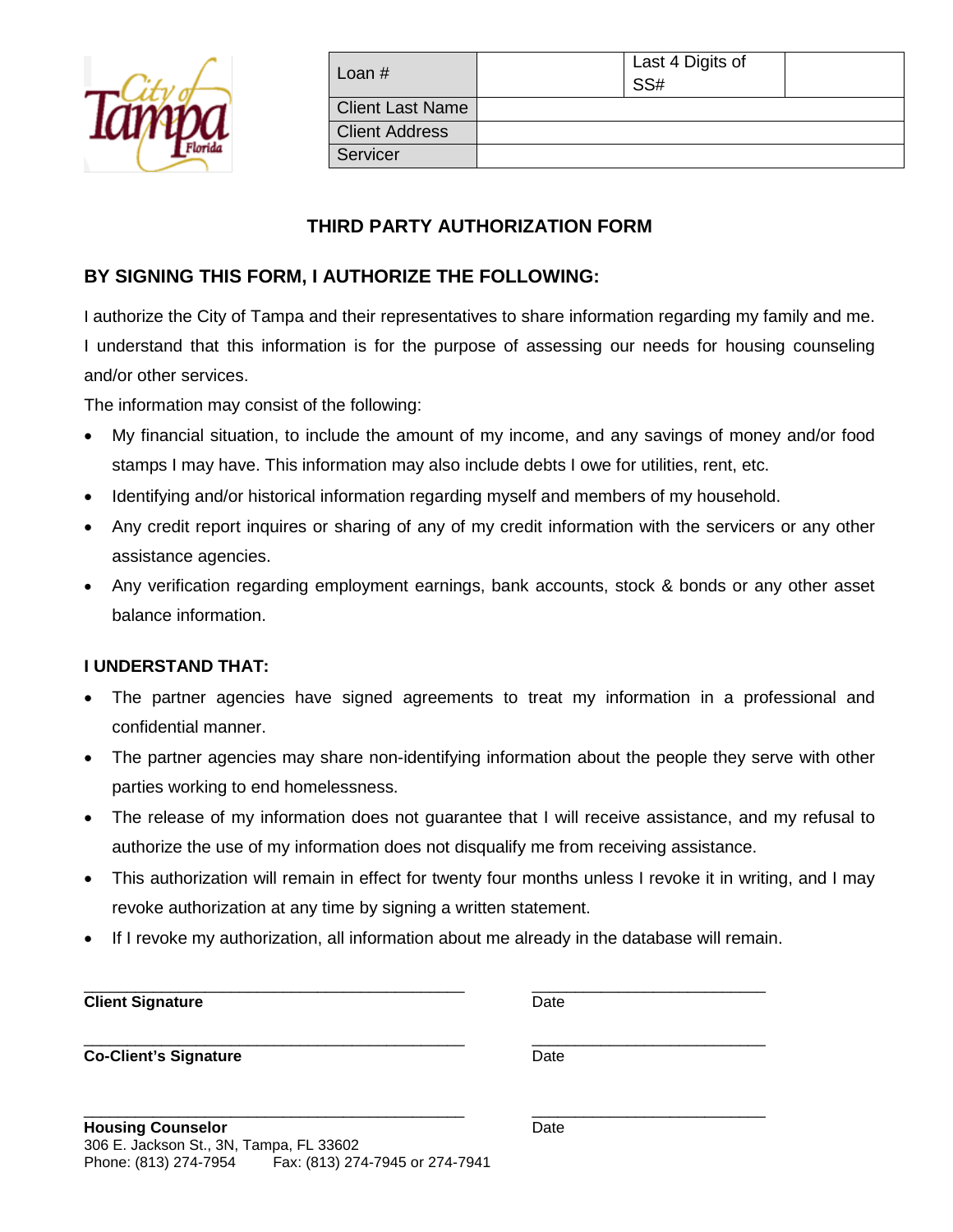| | | | |
|---|---|---|---|
| Loan # | | Last 4 Digits of SS# | |
| Client Last Name | | | |
| Client Address | | | |
| Servicer | | | |

## THIRD PARTY AUTHORIZATION FORM

### BY SIGNING THIS FORM, I AUTHORIZE THE FOLLOWING:

I authorize the City of Tampa and their representatives to share information regarding my family and me. I understand that this information is for the purpose of assessing our needs for housing counseling and/or other services.

The information may consist of the following:

- My financial situation, to include the amount of my income, and any savings of money and/or food stamps I may have. This information may also include debts I owe for utilities, rent, etc.
- Identifying and/or historical information regarding myself and members of my household.
- Any credit report inquires or sharing of any of my credit information with the servicers or any other assistance agencies.
- Any verification regarding employment earnings, bank accounts, stock & bonds or any other asset balance information.

**I UNDERSTAND THAT:**

- The partner agencies have signed agreements to treat my information in a professional and confidential manner.
- The partner agencies may share non-identifying information about the people they serve with other parties working to end homelessness.
- The release of my information does not guarantee that I will receive assistance, and my refusal to authorize the use of my information does not disqualify me from receiving assistance.
- This authorization will remain in effect for twenty four months unless I revoke it in writing, and I may revoke authorization at any time by signing a written statement.
- If I revoke my authorization, all information about me already in the database will remain.

_____________________________________________ _____________________________
**Client Signature** Date

_____________________________________________ _____________________________
**Co-Client's Signature** Date

_____________________________________________ _____________________________
**Housing Counselor** Date
306 E. Jackson St., 3N, Tampa, FL 33602
Phone: (813) 274-7954 Fax: (813) 274-7945 or 274-7941